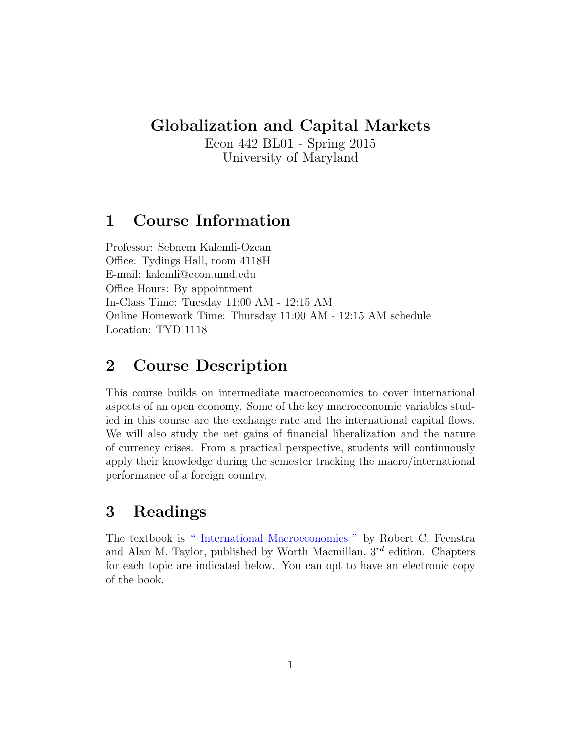# Globalization and Capital Markets

Econ 442 BL01 - Spring 2015
University of Maryland

## 1 Course Information

Professor: Sebnem Kalemli-Ozcan
Office: Tydings Hall, room 4118H
E-mail: kalemli@econ.umd.edu
Office Hours: By appointment
In-Class Time: Tuesday 11:00 AM - 12:15 AM
Online Homework Time: Thursday 11:00 AM - 12:15 AM schedule
Location: TYD 1118

## 2 Course Description

This course builds on intermediate macroeconomics to cover international aspects of an open economy. Some of the key macroeconomic variables studied in this course are the exchange rate and the international capital flows. We will also study the net gains of financial liberalization and the nature of currency crises. From a practical perspective, students will continuously apply their knowledge during the semester tracking the macro/international performance of a foreign country.

## 3 Readings

The textbook is " International Macroeconomics " by Robert C. Feenstra and Alan M. Taylor, published by Worth Macmillan, $3^{rd}$ edition. Chapters for each topic are indicated below. You can opt to have an electronic copy of the book.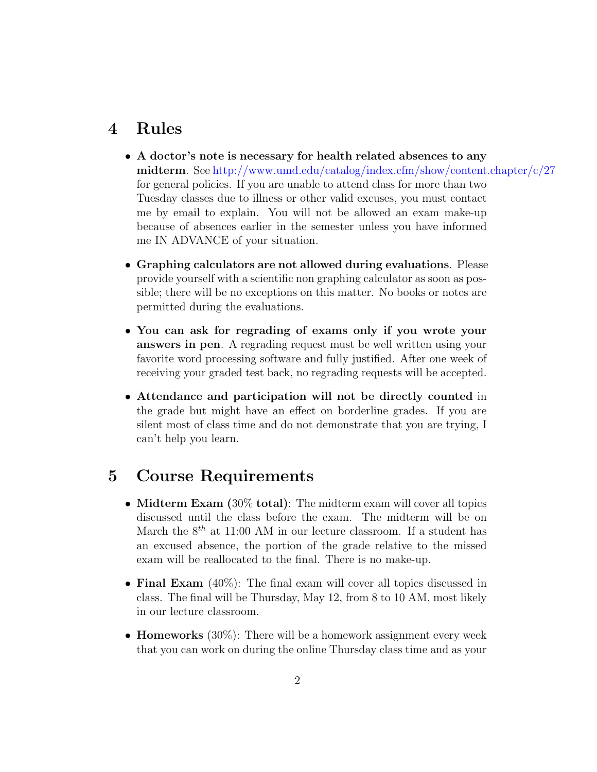## 4 Rules

- **A doctor's note is necessary for health related absences to any midterm**. See http://www.umd.edu/catalog/index.cfm/show/content.chapter/c/27 for general policies. If you are unable to attend class for more than two Tuesday classes due to illness or other valid excuses, you must contact me by email to explain. You will not be allowed an exam make-up because of absences earlier in the semester unless you have informed me IN ADVANCE of your situation.

- **Graphing calculators are not allowed during evaluations**. Please provide yourself with a scientific non graphing calculator as soon as possible; there will be no exceptions on this matter. No books or notes are permitted during the evaluations.

- **You can ask for regrading of exams only if you wrote your answers in pen**. A regrading request must be well written using your favorite word processing software and fully justified. After one week of receiving your graded test back, no regrading requests will be accepted.

- **Attendance and participation will not be directly counted** in the grade but might have an effect on borderline grades. If you are silent most of class time and do not demonstrate that you are trying, I can't help you learn.

## 5 Course Requirements

- **Midterm Exam (**30% **total)**: The midterm exam will cover all topics discussed until the class before the exam. The midterm will be on March the $8^{th}$ at 11:00 AM in our lecture classroom. If a student has an excused absence, the portion of the grade relative to the missed exam will be reallocated to the final. There is no make-up.

- **Final Exam** (40%): The final exam will cover all topics discussed in class. The final will be Thursday, May 12, from 8 to 10 AM, most likely in our lecture classroom.

- **Homeworks** (30%): There will be a homework assignment every week that you can work on during the online Thursday class time and as your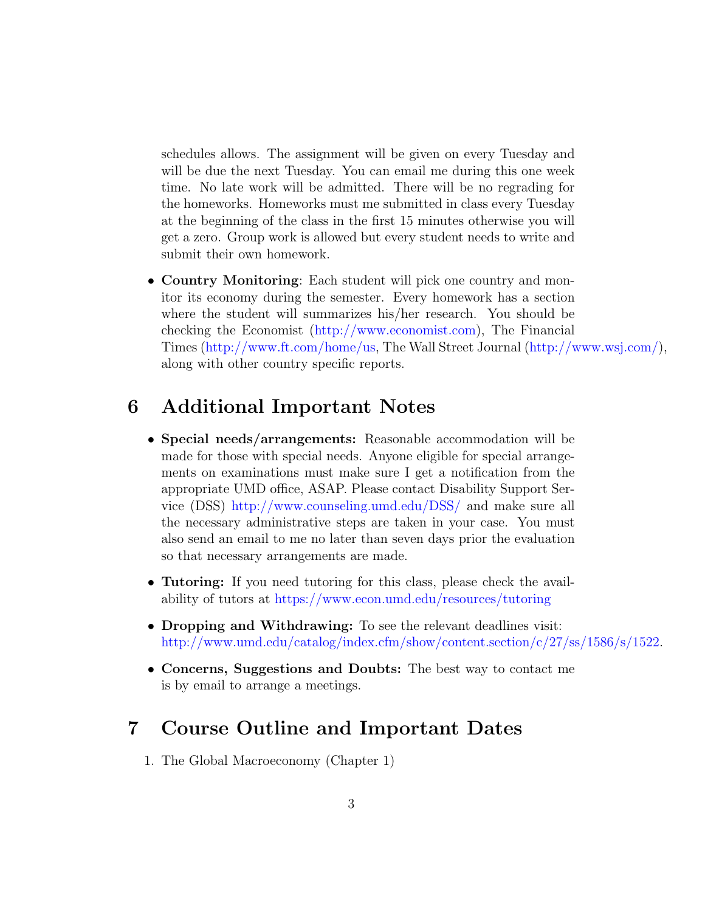schedules allows. The assignment will be given on every Tuesday and will be due the next Tuesday. You can email me during this one week time. No late work will be admitted. There will be no regrading for the homeworks. Homeworks must me submitted in class every Tuesday at the beginning of the class in the first 15 minutes otherwise you will get a zero. Group work is allowed but every student needs to write and submit their own homework.

- **Country Monitoring**: Each student will pick one country and monitor its economy during the semester. Every homework has a section where the student will summarizes his/her research. You should be checking the Economist (http://www.economist.com), The Financial Times (http://www.ft.com/home/us, The Wall Street Journal (http://www.wsj.com/), along with other country specific reports.

# 6 Additional Important Notes

- **Special needs/arrangements:** Reasonable accommodation will be made for those with special needs. Anyone eligible for special arrangements on examinations must make sure I get a notification from the appropriate UMD office, ASAP. Please contact Disability Support Service (DSS) http://www.counseling.umd.edu/DSS/ and make sure all the necessary administrative steps are taken in your case. You must also send an email to me no later than seven days prior the evaluation so that necessary arrangements are made.

- **Tutoring:** If you need tutoring for this class, please check the availability of tutors at https://www.econ.umd.edu/resources/tutoring

- **Dropping and Withdrawing:** To see the relevant deadlines visit: http://www.umd.edu/catalog/index.cfm/show/content.section/c/27/ss/1586/s/1522.

- **Concerns, Suggestions and Doubts:** The best way to contact me is by email to arrange a meetings.

# 7 Course Outline and Important Dates

1. The Global Macroeconomy (Chapter 1)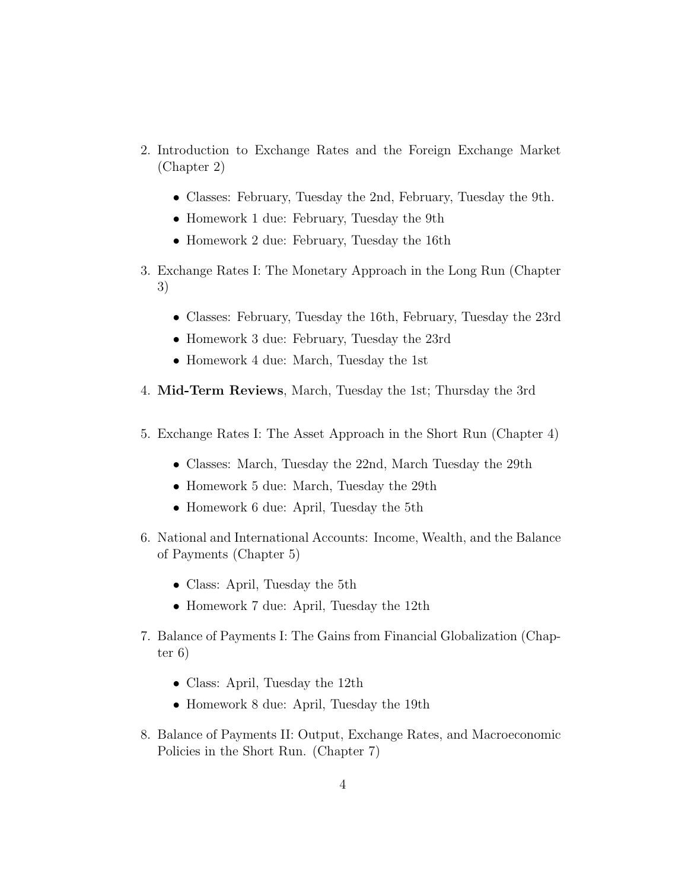2. Introduction to Exchange Rates and the Foreign Exchange Market (Chapter 2)

   - Classes: February, Tuesday the 2nd, February, Tuesday the 9th.
   - Homework 1 due: February, Tuesday the 9th
   - Homework 2 due: February, Tuesday the 16th

3. Exchange Rates I: The Monetary Approach in the Long Run (Chapter 3)

   - Classes: February, Tuesday the 16th, February, Tuesday the 23rd
   - Homework 3 due: February, Tuesday the 23rd
   - Homework 4 due: March, Tuesday the 1st

4. **Mid-Term Reviews**, March, Tuesday the 1st; Thursday the 3rd

5. Exchange Rates I: The Asset Approach in the Short Run (Chapter 4)

   - Classes: March, Tuesday the 22nd, March Tuesday the 29th
   - Homework 5 due: March, Tuesday the 29th
   - Homework 6 due: April, Tuesday the 5th

6. National and International Accounts: Income, Wealth, and the Balance of Payments (Chapter 5)

   - Class: April, Tuesday the 5th
   - Homework 7 due: April, Tuesday the 12th

7. Balance of Payments I: The Gains from Financial Globalization (Chapter 6)

   - Class: April, Tuesday the 12th
   - Homework 8 due: April, Tuesday the 19th

8. Balance of Payments II: Output, Exchange Rates, and Macroeconomic Policies in the Short Run. (Chapter 7)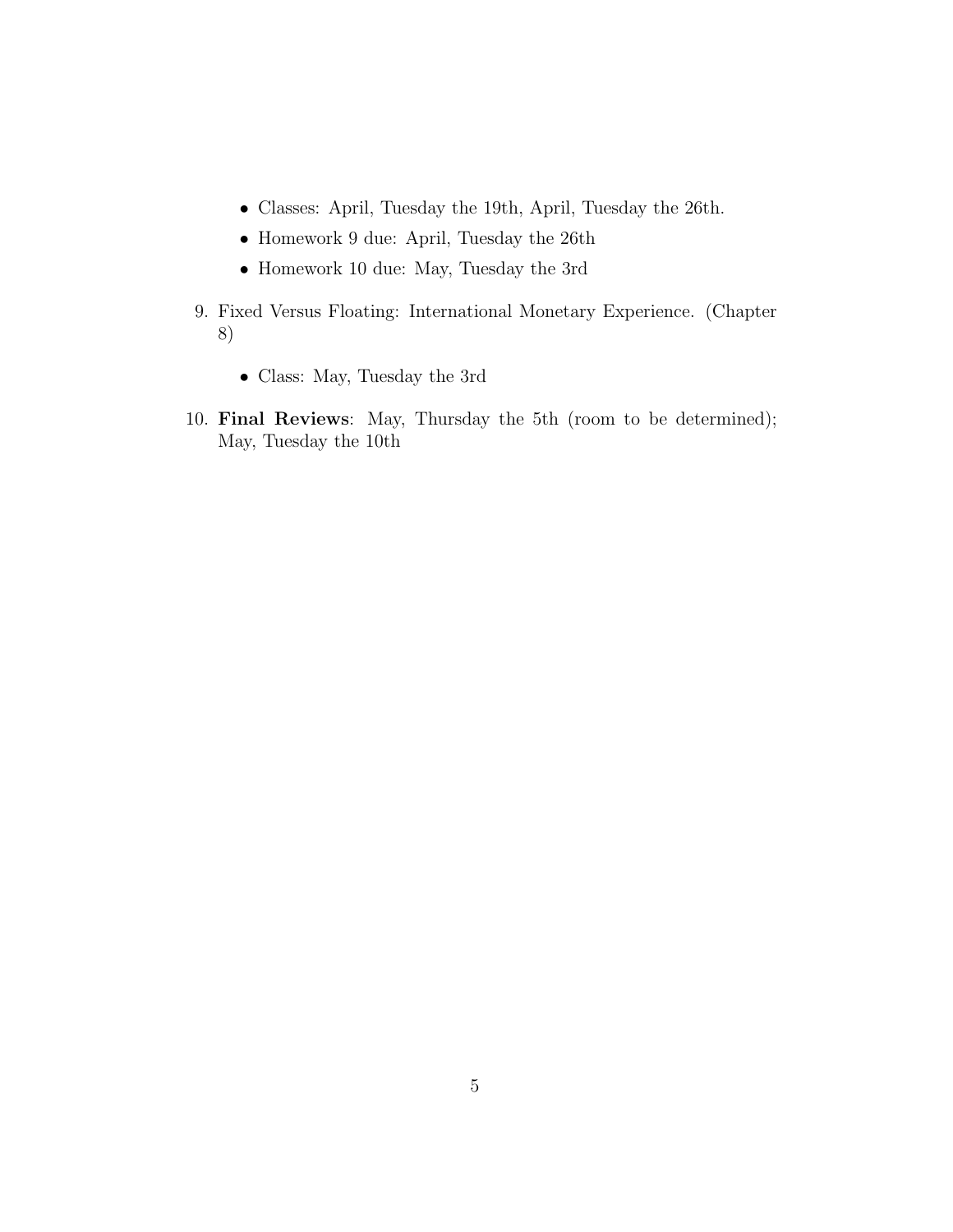- Classes: April, Tuesday the 19th, April, Tuesday the 26th.
- Homework 9 due: April, Tuesday the 26th
- Homework 10 due: May, Tuesday the 3rd

9. Fixed Versus Floating: International Monetary Experience. (Chapter 8)
    - Class: May, Tuesday the 3rd

10. **Final Reviews**: May, Thursday the 5th (room to be determined); May, Tuesday the 10th